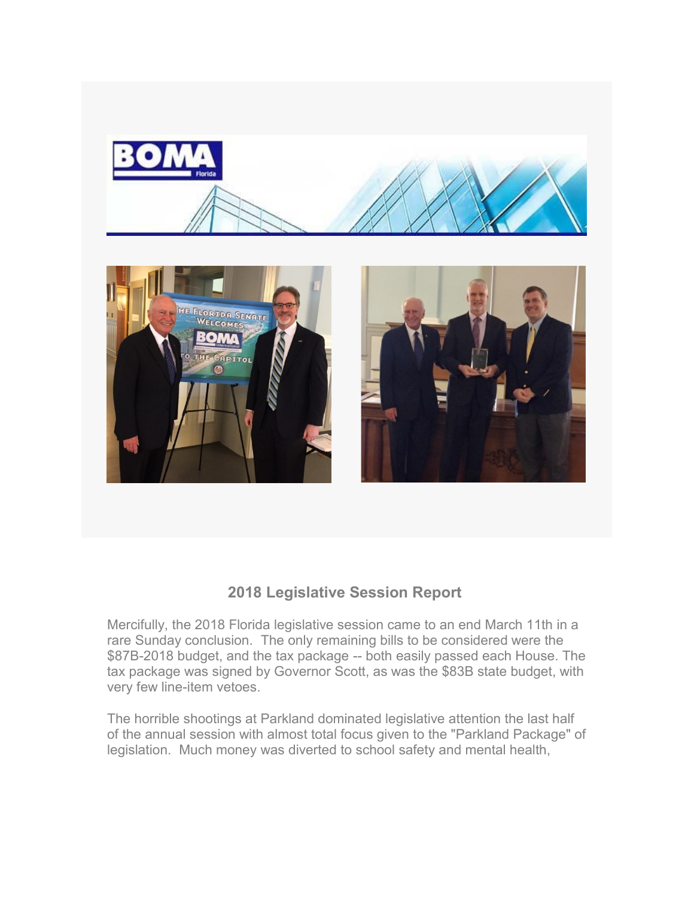## 2018 Legislative Session Report

Mercifully, the 2018 Florida legislative session came to an end March 11th in a rare Sunday conclusion. The only remaining bills to be considered were the $87B-2018 budget, and the tax package -- both easily passed each House. The tax package was signed by Governor Scott, as was the $83B state budget, with very few line-item vetoes.

The horrible shootings at Parkland dominated legislative attention the last half of the annual session with almost total focus given to the "Parkland Package" of legislation. Much money was diverted to school safety and mental health,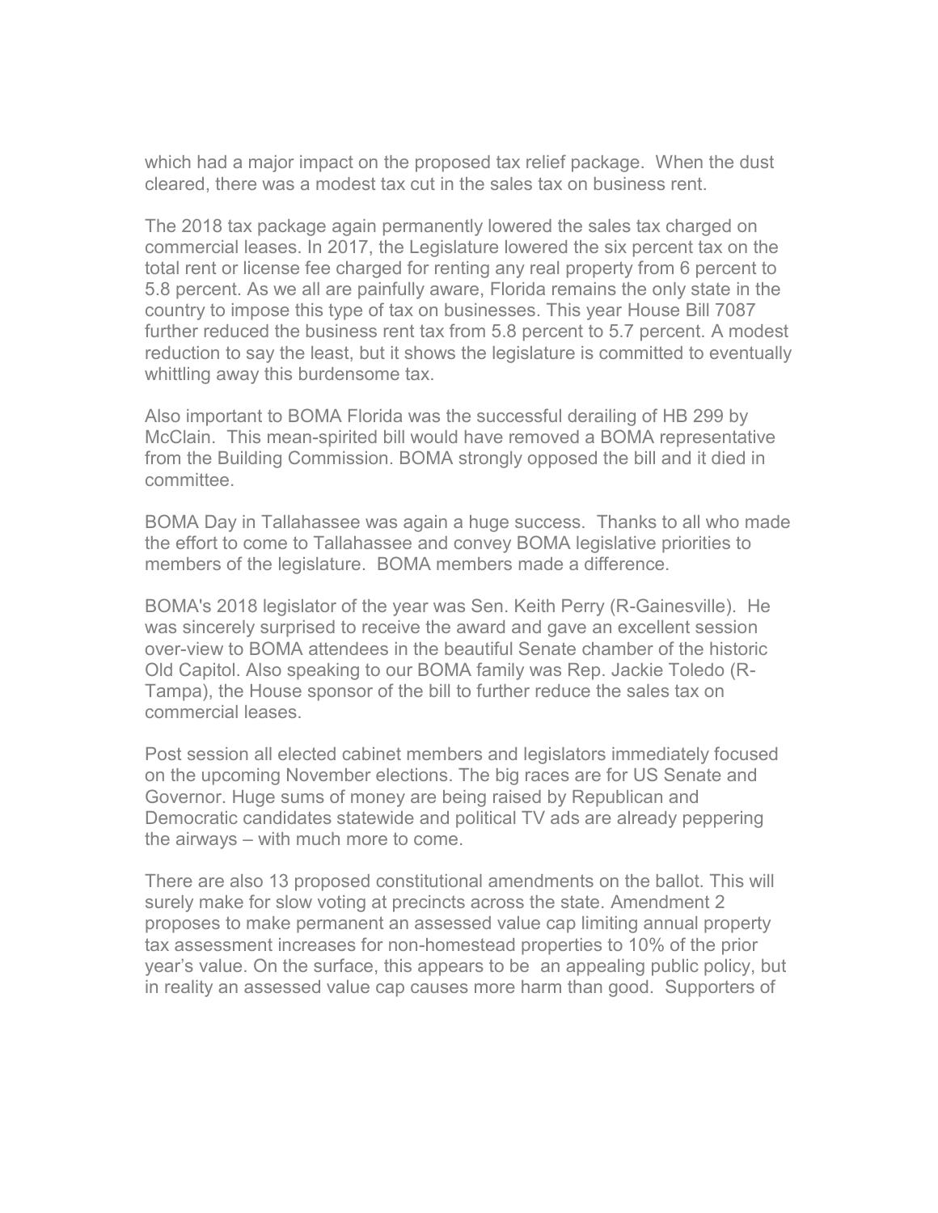which had a major impact on the proposed tax relief package. When the dust cleared, there was a modest tax cut in the sales tax on business rent.

The 2018 tax package again permanently lowered the sales tax charged on commercial leases. In 2017, the Legislature lowered the six percent tax on the total rent or license fee charged for renting any real property from 6 percent to 5.8 percent. As we all are painfully aware, Florida remains the only state in the country to impose this type of tax on businesses. This year House Bill 7087 further reduced the business rent tax from 5.8 percent to 5.7 percent. A modest reduction to say the least, but it shows the legislature is committed to eventually whittling away this burdensome tax.

Also important to BOMA Florida was the successful derailing of HB 299 by McClain. This mean-spirited bill would have removed a BOMA representative from the Building Commission. BOMA strongly opposed the bill and it died in committee.

BOMA Day in Tallahassee was again a huge success. Thanks to all who made the effort to come to Tallahassee and convey BOMA legislative priorities to members of the legislature. BOMA members made a difference.

BOMA's 2018 legislator of the year was Sen. Keith Perry (R-Gainesville). He was sincerely surprised to receive the award and gave an excellent session over-view to BOMA attendees in the beautiful Senate chamber of the historic Old Capitol. Also speaking to our BOMA family was Rep. Jackie Toledo (R-Tampa), the House sponsor of the bill to further reduce the sales tax on commercial leases.

Post session all elected cabinet members and legislators immediately focused on the upcoming November elections. The big races are for US Senate and Governor. Huge sums of money are being raised by Republican and Democratic candidates statewide and political TV ads are already peppering the airways – with much more to come.

There are also 13 proposed constitutional amendments on the ballot. This will surely make for slow voting at precincts across the state. Amendment 2 proposes to make permanent an assessed value cap limiting annual property tax assessment increases for non-homestead properties to 10% of the prior year's value. On the surface, this appears to be an appealing public policy, but in reality an assessed value cap causes more harm than good. Supporters of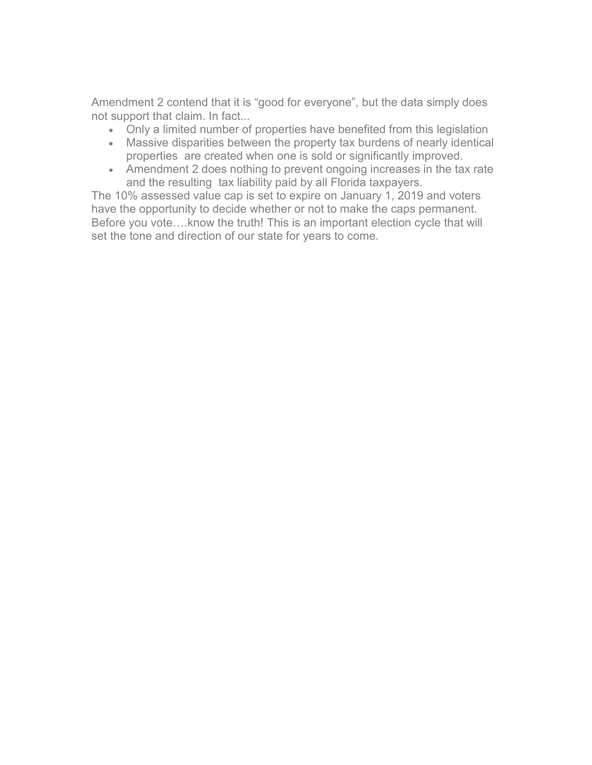Amendment 2 contend that it is “good for everyone”, but the data simply does not support that claim. In fact...

- Only a limited number of properties have benefited from this legislation
- Massive disparities between the property tax burdens of nearly identical properties are created when one is sold or significantly improved.
- Amendment 2 does nothing to prevent ongoing increases in the tax rate and the resulting tax liability paid by all Florida taxpayers.

The 10% assessed value cap is set to expire on January 1, 2019 and voters have the opportunity to decide whether or not to make the caps permanent. Before you vote….know the truth! This is an important election cycle that will set the tone and direction of our state for years to come.